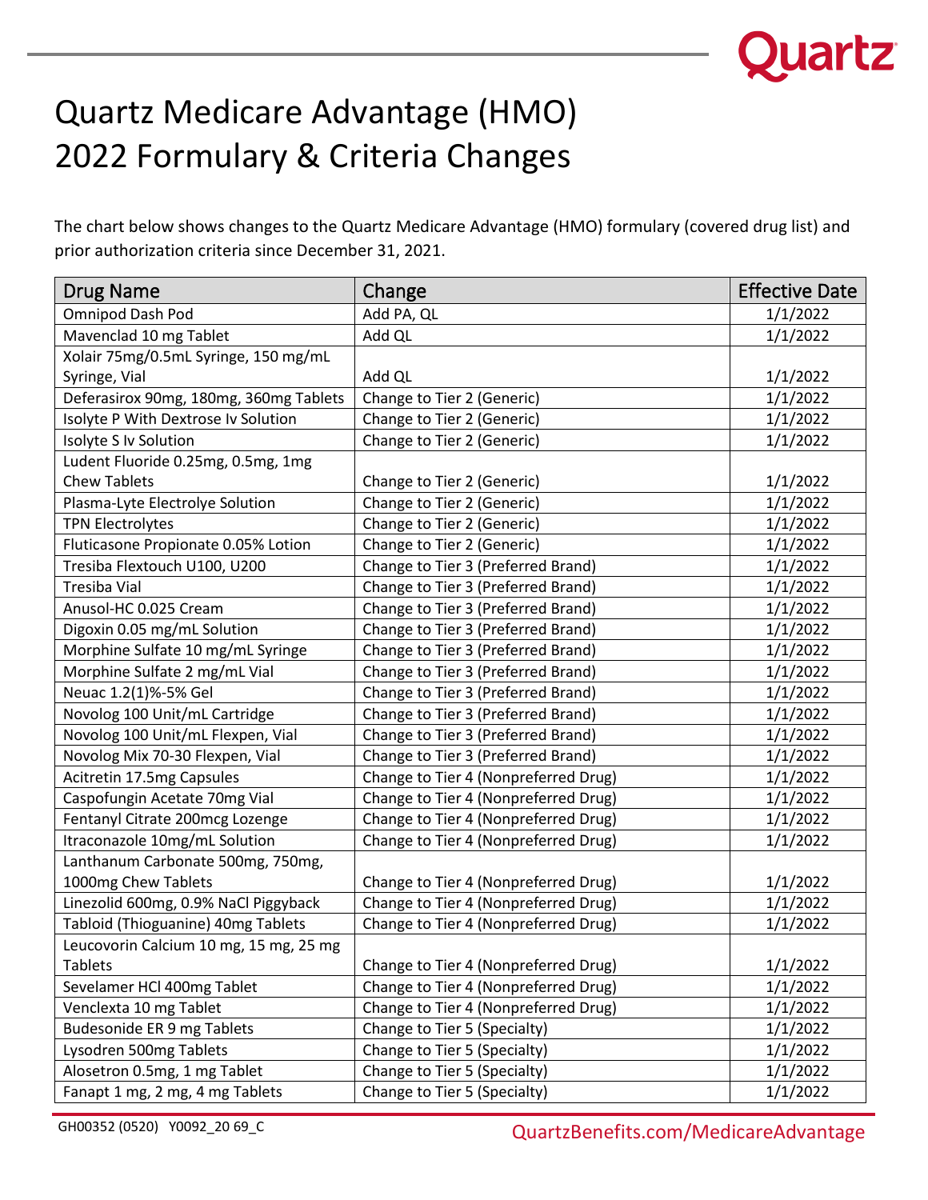# Quartz Medicare Advantage (HMO) 2022 Formulary & Criteria Changes

The chart below shows changes to the Quartz Medicare Advantage (HMO) formulary (covered drug list) and prior authorization criteria since December 31, 2021.

| Drug Name | Change | Effective Date |
|---|---|---|
| Omnipod Dash Pod | Add PA, QL | 1/1/2022 |
| Mavenclad 10 mg Tablet | Add QL | 1/1/2022 |
| Xolair 75mg/0.5mL Syringe, 150 mg/mL Syringe, Vial | Add QL | 1/1/2022 |
| Deferasirox 90mg, 180mg, 360mg Tablets | Change to Tier 2 (Generic) | 1/1/2022 |
| Isolyte P With Dextrose Iv Solution | Change to Tier 2 (Generic) | 1/1/2022 |
| Isolyte S Iv Solution | Change to Tier 2 (Generic) | 1/1/2022 |
| Ludent Fluoride 0.25mg, 0.5mg, 1mg Chew Tablets | Change to Tier 2 (Generic) | 1/1/2022 |
| Plasma-Lyte Electrolye Solution | Change to Tier 2 (Generic) | 1/1/2022 |
| TPN Electrolytes | Change to Tier 2 (Generic) | 1/1/2022 |
| Fluticasone Propionate 0.05% Lotion | Change to Tier 2 (Generic) | 1/1/2022 |
| Tresiba Flextouch U100, U200 | Change to Tier 3 (Preferred Brand) | 1/1/2022 |
| Tresiba Vial | Change to Tier 3 (Preferred Brand) | 1/1/2022 |
| Anusol-HC 0.025 Cream | Change to Tier 3 (Preferred Brand) | 1/1/2022 |
| Digoxin 0.05 mg/mL Solution | Change to Tier 3 (Preferred Brand) | 1/1/2022 |
| Morphine Sulfate 10 mg/mL Syringe | Change to Tier 3 (Preferred Brand) | 1/1/2022 |
| Morphine Sulfate 2 mg/mL Vial | Change to Tier 3 (Preferred Brand) | 1/1/2022 |
| Neuac 1.2(1)%-5% Gel | Change to Tier 3 (Preferred Brand) | 1/1/2022 |
| Novolog 100 Unit/mL Cartridge | Change to Tier 3 (Preferred Brand) | 1/1/2022 |
| Novolog 100 Unit/mL Flexpen, Vial | Change to Tier 3 (Preferred Brand) | 1/1/2022 |
| Novolog Mix 70-30 Flexpen, Vial | Change to Tier 3 (Preferred Brand) | 1/1/2022 |
| Acitretin 17.5mg Capsules | Change to Tier 4 (Nonpreferred Drug) | 1/1/2022 |
| Caspofungin Acetate 70mg Vial | Change to Tier 4 (Nonpreferred Drug) | 1/1/2022 |
| Fentanyl Citrate 200mcg Lozenge | Change to Tier 4 (Nonpreferred Drug) | 1/1/2022 |
| Itraconazole 10mg/mL Solution | Change to Tier 4 (Nonpreferred Drug) | 1/1/2022 |
| Lanthanum Carbonate 500mg, 750mg, 1000mg Chew Tablets | Change to Tier 4 (Nonpreferred Drug) | 1/1/2022 |
| Linezolid 600mg, 0.9% NaCl Piggyback | Change to Tier 4 (Nonpreferred Drug) | 1/1/2022 |
| Tabloid (Thioguanine) 40mg Tablets | Change to Tier 4 (Nonpreferred Drug) | 1/1/2022 |
| Leucovorin Calcium 10 mg, 15 mg, 25 mg Tablets | Change to Tier 4 (Nonpreferred Drug) | 1/1/2022 |
| Sevelamer HCl 400mg Tablet | Change to Tier 4 (Nonpreferred Drug) | 1/1/2022 |
| Venclexta 10 mg Tablet | Change to Tier 4 (Nonpreferred Drug) | 1/1/2022 |
| Budesonide ER 9 mg Tablets | Change to Tier 5 (Specialty) | 1/1/2022 |
| Lysodren 500mg Tablets | Change to Tier 5 (Specialty) | 1/1/2022 |
| Alosetron 0.5mg, 1 mg Tablet | Change to Tier 5 (Specialty) | 1/1/2022 |
| Fanapt 1 mg, 2 mg, 4 mg Tablets | Change to Tier 5 (Specialty) | 1/1/2022 |

GH00352 (0520) Y0092_20 69_C

QuartzBenefits.com/MedicareAdvantage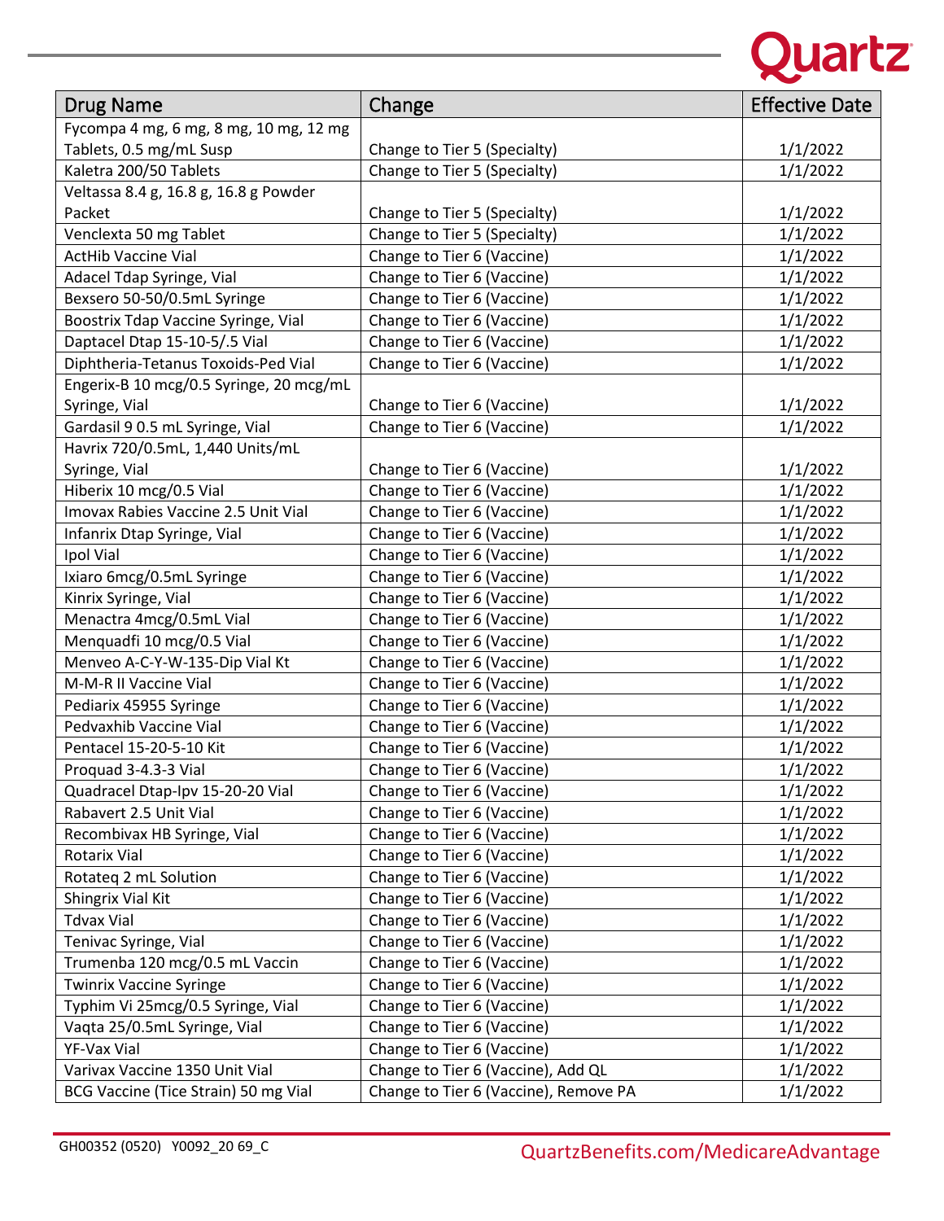| Drug Name | Change | Effective Date |
|---|---|---|
| Fycompa 4 mg, 6 mg, 8 mg, 10 mg, 12 mg Tablets, 0.5 mg/mL Susp | Change to Tier 5 (Specialty) | 1/1/2022 |
| Kaletra 200/50 Tablets | Change to Tier 5 (Specialty) | 1/1/2022 |
| Veltassa 8.4 g, 16.8 g, 16.8 g Powder Packet | Change to Tier 5 (Specialty) | 1/1/2022 |
| Venclexta 50 mg Tablet | Change to Tier 5 (Specialty) | 1/1/2022 |
| ActHib Vaccine Vial | Change to Tier 6 (Vaccine) | 1/1/2022 |
| Adacel Tdap Syringe, Vial | Change to Tier 6 (Vaccine) | 1/1/2022 |
| Bexsero 50-50/0.5mL Syringe | Change to Tier 6 (Vaccine) | 1/1/2022 |
| Boostrix Tdap Vaccine Syringe, Vial | Change to Tier 6 (Vaccine) | 1/1/2022 |
| Daptacel Dtap 15-10-5/.5 Vial | Change to Tier 6 (Vaccine) | 1/1/2022 |
| Diphtheria-Tetanus Toxoids-Ped Vial | Change to Tier 6 (Vaccine) | 1/1/2022 |
| Engerix-B 10 mcg/0.5 Syringe, 20 mcg/mL Syringe, Vial | Change to Tier 6 (Vaccine) | 1/1/2022 |
| Gardasil 9 0.5 mL Syringe, Vial | Change to Tier 6 (Vaccine) | 1/1/2022 |
| Havrix 720/0.5mL, 1,440 Units/mL Syringe, Vial | Change to Tier 6 (Vaccine) | 1/1/2022 |
| Hiberix 10 mcg/0.5 Vial | Change to Tier 6 (Vaccine) | 1/1/2022 |
| Imovax Rabies Vaccine 2.5 Unit Vial | Change to Tier 6 (Vaccine) | 1/1/2022 |
| Infanrix Dtap Syringe, Vial | Change to Tier 6 (Vaccine) | 1/1/2022 |
| Ipol Vial | Change to Tier 6 (Vaccine) | 1/1/2022 |
| Ixiaro 6mcg/0.5mL Syringe | Change to Tier 6 (Vaccine) | 1/1/2022 |
| Kinrix Syringe, Vial | Change to Tier 6 (Vaccine) | 1/1/2022 |
| Menactra 4mcg/0.5mL Vial | Change to Tier 6 (Vaccine) | 1/1/2022 |
| Menquadfi 10 mcg/0.5 Vial | Change to Tier 6 (Vaccine) | 1/1/2022 |
| Menveo A-C-Y-W-135-Dip Vial Kt | Change to Tier 6 (Vaccine) | 1/1/2022 |
| M-M-R II Vaccine Vial | Change to Tier 6 (Vaccine) | 1/1/2022 |
| Pediarix 45955 Syringe | Change to Tier 6 (Vaccine) | 1/1/2022 |
| Pedvaxhib Vaccine Vial | Change to Tier 6 (Vaccine) | 1/1/2022 |
| Pentacel 15-20-5-10 Kit | Change to Tier 6 (Vaccine) | 1/1/2022 |
| Proquad 3-4.3-3 Vial | Change to Tier 6 (Vaccine) | 1/1/2022 |
| Quadracel Dtap-Ipv 15-20-20 Vial | Change to Tier 6 (Vaccine) | 1/1/2022 |
| Rabavert 2.5 Unit Vial | Change to Tier 6 (Vaccine) | 1/1/2022 |
| Recombivax HB Syringe, Vial | Change to Tier 6 (Vaccine) | 1/1/2022 |
| Rotarix Vial | Change to Tier 6 (Vaccine) | 1/1/2022 |
| Rotateq 2 mL Solution | Change to Tier 6 (Vaccine) | 1/1/2022 |
| Shingrix Vial Kit | Change to Tier 6 (Vaccine) | 1/1/2022 |
| Tdvax Vial | Change to Tier 6 (Vaccine) | 1/1/2022 |
| Tenivac Syringe, Vial | Change to Tier 6 (Vaccine) | 1/1/2022 |
| Trumenba 120 mcg/0.5 mL Vaccin | Change to Tier 6 (Vaccine) | 1/1/2022 |
| Twinrix Vaccine Syringe | Change to Tier 6 (Vaccine) | 1/1/2022 |
| Typhim Vi 25mcg/0.5 Syringe, Vial | Change to Tier 6 (Vaccine) | 1/1/2022 |
| Vaqta 25/0.5mL Syringe, Vial | Change to Tier 6 (Vaccine) | 1/1/2022 |
| YF-Vax Vial | Change to Tier 6 (Vaccine) | 1/1/2022 |
| Varivax Vaccine 1350 Unit Vial | Change to Tier 6 (Vaccine), Add QL | 1/1/2022 |
| BCG Vaccine (Tice Strain) 50 mg Vial | Change to Tier 6 (Vaccine), Remove PA | 1/1/2022 |

GH00352 (0520) Y0092_20 69_C

QuartzBenefits.com/MedicareAdvantage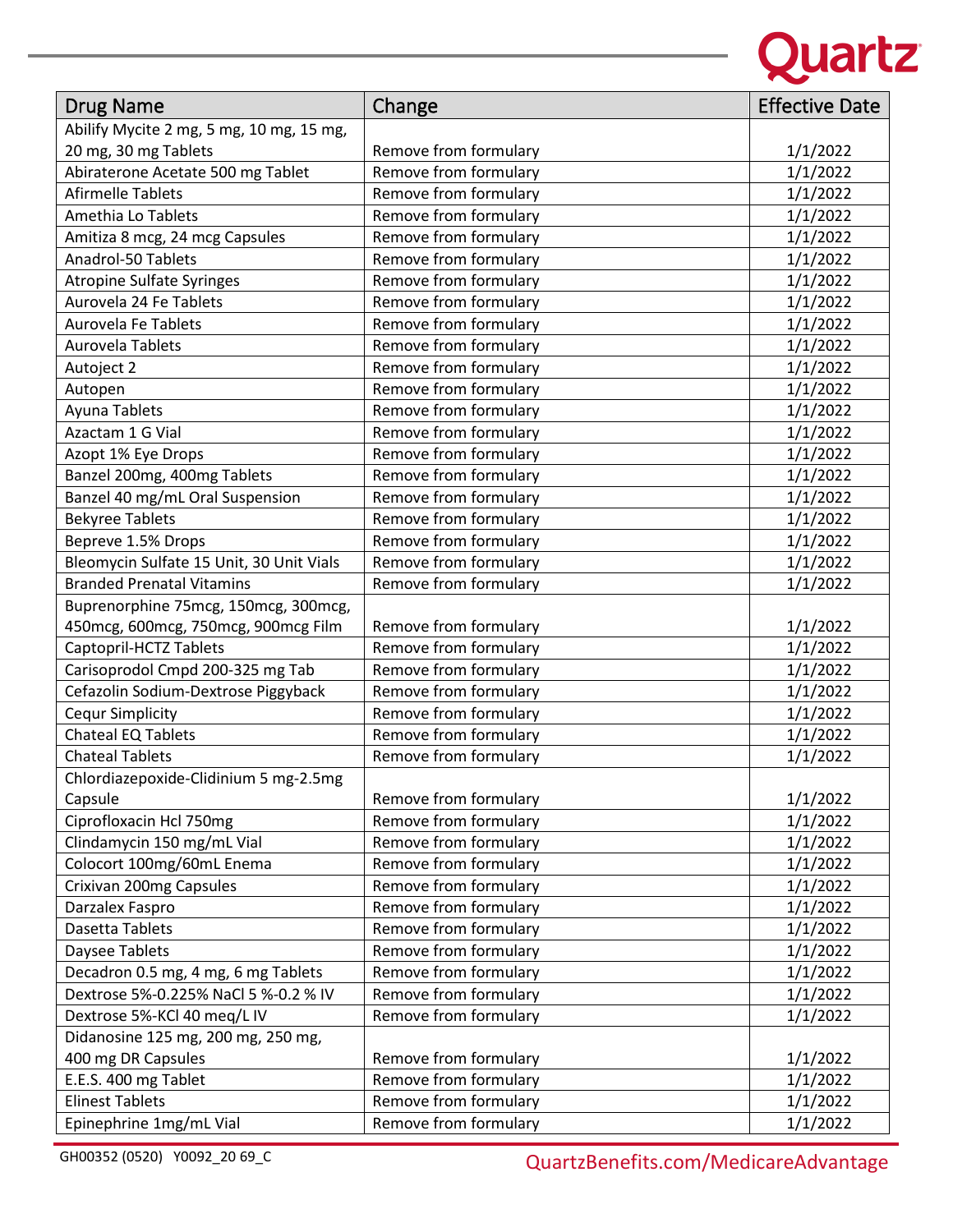| Drug Name | Change | Effective Date |
|---|---|---|
| Abilify Mycite 2 mg, 5 mg, 10 mg, 15 mg, 20 mg, 30 mg Tablets | Remove from formulary | 1/1/2022 |
| Abiraterone Acetate 500 mg Tablet | Remove from formulary | 1/1/2022 |
| Afirmelle Tablets | Remove from formulary | 1/1/2022 |
| Amethia Lo Tablets | Remove from formulary | 1/1/2022 |
| Amitiza 8 mcg, 24 mcg Capsules | Remove from formulary | 1/1/2022 |
| Anadrol-50 Tablets | Remove from formulary | 1/1/2022 |
| Atropine Sulfate Syringes | Remove from formulary | 1/1/2022 |
| Aurovela 24 Fe Tablets | Remove from formulary | 1/1/2022 |
| Aurovela Fe Tablets | Remove from formulary | 1/1/2022 |
| Aurovela Tablets | Remove from formulary | 1/1/2022 |
| Autoject 2 | Remove from formulary | 1/1/2022 |
| Autopen | Remove from formulary | 1/1/2022 |
| Ayuna Tablets | Remove from formulary | 1/1/2022 |
| Azactam 1 G Vial | Remove from formulary | 1/1/2022 |
| Azopt 1% Eye Drops | Remove from formulary | 1/1/2022 |
| Banzel 200mg, 400mg Tablets | Remove from formulary | 1/1/2022 |
| Banzel 40 mg/mL Oral Suspension | Remove from formulary | 1/1/2022 |
| Bekyree Tablets | Remove from formulary | 1/1/2022 |
| Bepreve 1.5% Drops | Remove from formulary | 1/1/2022 |
| Bleomycin Sulfate 15 Unit, 30 Unit Vials | Remove from formulary | 1/1/2022 |
| Branded Prenatal Vitamins | Remove from formulary | 1/1/2022 |
| Buprenorphine 75mcg, 150mcg, 300mcg, 450mcg, 600mcg, 750mcg, 900mcg Film | Remove from formulary | 1/1/2022 |
| Captopril-HCTZ Tablets | Remove from formulary | 1/1/2022 |
| Carisoprodol Cmpd 200-325 mg Tab | Remove from formulary | 1/1/2022 |
| Cefazolin Sodium-Dextrose Piggyback | Remove from formulary | 1/1/2022 |
| Cequr Simplicity | Remove from formulary | 1/1/2022 |
| Chateal EQ Tablets | Remove from formulary | 1/1/2022 |
| Chateal Tablets | Remove from formulary | 1/1/2022 |
| Chlordiazepoxide-Clidinium 5 mg-2.5mg Capsule | Remove from formulary | 1/1/2022 |
| Ciprofloxacin Hcl 750mg | Remove from formulary | 1/1/2022 |
| Clindamycin 150 mg/mL Vial | Remove from formulary | 1/1/2022 |
| Colocort 100mg/60mL Enema | Remove from formulary | 1/1/2022 |
| Crixivan 200mg Capsules | Remove from formulary | 1/1/2022 |
| Darzalex Faspro | Remove from formulary | 1/1/2022 |
| Dasetta Tablets | Remove from formulary | 1/1/2022 |
| Daysee Tablets | Remove from formulary | 1/1/2022 |
| Decadron 0.5 mg, 4 mg, 6 mg Tablets | Remove from formulary | 1/1/2022 |
| Dextrose 5%-0.225% NaCl 5 %-0.2 % IV | Remove from formulary | 1/1/2022 |
| Dextrose 5%-KCl 40 meq/L IV | Remove from formulary | 1/1/2022 |
| Didanosine 125 mg, 200 mg, 250 mg, 400 mg DR Capsules | Remove from formulary | 1/1/2022 |
| E.E.S. 400 mg Tablet | Remove from formulary | 1/1/2022 |
| Elinest Tablets | Remove from formulary | 1/1/2022 |
| Epinephrine 1mg/mL Vial | Remove from formulary | 1/1/2022 |

GH00352 (0520) Y0092_20 69_C

QuartzBenefits.com/MedicareAdvantage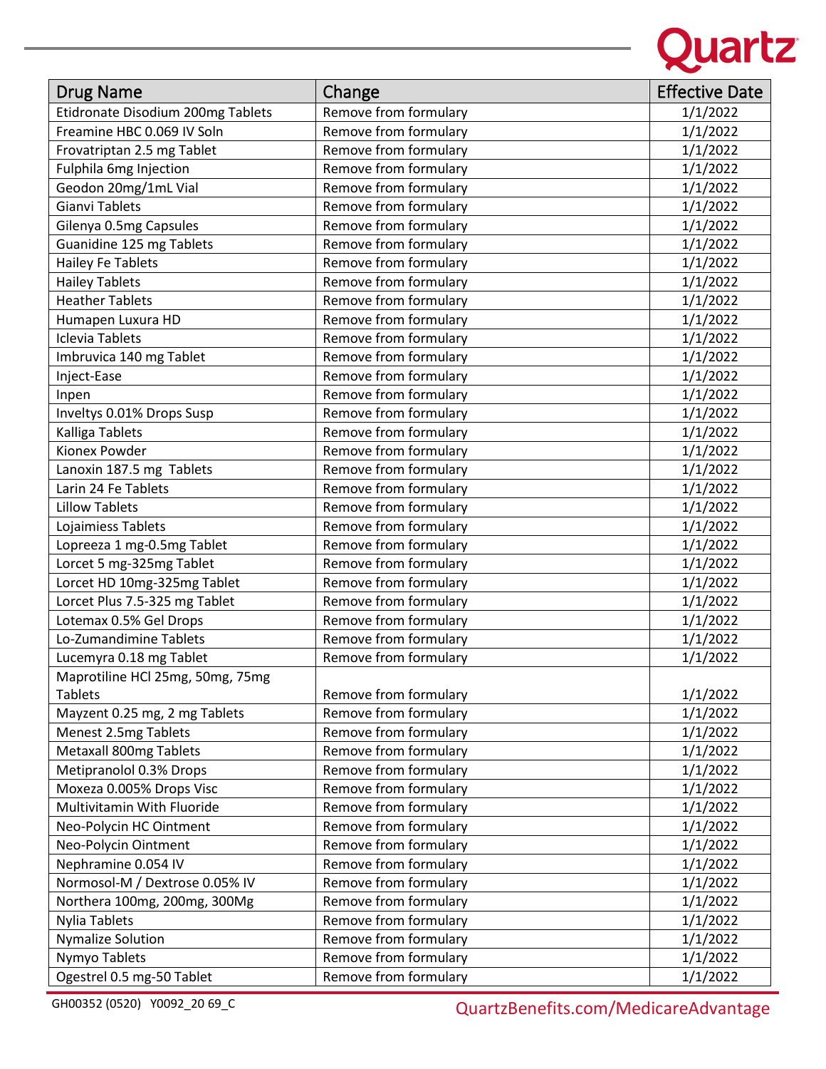| Drug Name | Change | Effective Date |
|---|---|---|
| Etidronate Disodium 200mg Tablets | Remove from formulary | 1/1/2022 |
| Freamine HBC 0.069 IV Soln | Remove from formulary | 1/1/2022 |
| Frovatriptan 2.5 mg Tablet | Remove from formulary | 1/1/2022 |
| Fulphila 6mg Injection | Remove from formulary | 1/1/2022 |
| Geodon 20mg/1mL Vial | Remove from formulary | 1/1/2022 |
| Gianvi Tablets | Remove from formulary | 1/1/2022 |
| Gilenya 0.5mg Capsules | Remove from formulary | 1/1/2022 |
| Guanidine 125 mg Tablets | Remove from formulary | 1/1/2022 |
| Hailey Fe Tablets | Remove from formulary | 1/1/2022 |
| Hailey Tablets | Remove from formulary | 1/1/2022 |
| Heather Tablets | Remove from formulary | 1/1/2022 |
| Humapen Luxura HD | Remove from formulary | 1/1/2022 |
| Iclevia Tablets | Remove from formulary | 1/1/2022 |
| Imbruvica 140 mg Tablet | Remove from formulary | 1/1/2022 |
| Inject-Ease | Remove from formulary | 1/1/2022 |
| Inpen | Remove from formulary | 1/1/2022 |
| Inveltys 0.01% Drops Susp | Remove from formulary | 1/1/2022 |
| Kalliga Tablets | Remove from formulary | 1/1/2022 |
| Kionex Powder | Remove from formulary | 1/1/2022 |
| Lanoxin 187.5 mg Tablets | Remove from formulary | 1/1/2022 |
| Larin 24 Fe Tablets | Remove from formulary | 1/1/2022 |
| Lillow Tablets | Remove from formulary | 1/1/2022 |
| Lojaimiess Tablets | Remove from formulary | 1/1/2022 |
| Lopreeza 1 mg-0.5mg Tablet | Remove from formulary | 1/1/2022 |
| Lorcet 5 mg-325mg Tablet | Remove from formulary | 1/1/2022 |
| Lorcet HD 10mg-325mg Tablet | Remove from formulary | 1/1/2022 |
| Lorcet Plus 7.5-325 mg Tablet | Remove from formulary | 1/1/2022 |
| Lotemax 0.5% Gel Drops | Remove from formulary | 1/1/2022 |
| Lo-Zumandimine Tablets | Remove from formulary | 1/1/2022 |
| Lucemyra 0.18 mg Tablet | Remove from formulary | 1/1/2022 |
| Maprotiline HCl 25mg, 50mg, 75mg Tablets | Remove from formulary | 1/1/2022 |
| Mayzent 0.25 mg, 2 mg Tablets | Remove from formulary | 1/1/2022 |
| Menest 2.5mg Tablets | Remove from formulary | 1/1/2022 |
| Metaxall 800mg Tablets | Remove from formulary | 1/1/2022 |
| Metipranolol 0.3% Drops | Remove from formulary | 1/1/2022 |
| Moxeza 0.005% Drops Visc | Remove from formulary | 1/1/2022 |
| Multivitamin With Fluoride | Remove from formulary | 1/1/2022 |
| Neo-Polycin HC Ointment | Remove from formulary | 1/1/2022 |
| Neo-Polycin Ointment | Remove from formulary | 1/1/2022 |
| Nephramine 0.054 IV | Remove from formulary | 1/1/2022 |
| Normosol-M / Dextrose 0.05% IV | Remove from formulary | 1/1/2022 |
| Northera 100mg, 200mg, 300Mg | Remove from formulary | 1/1/2022 |
| Nylia Tablets | Remove from formulary | 1/1/2022 |
| Nymalize Solution | Remove from formulary | 1/1/2022 |
| Nymyo Tablets | Remove from formulary | 1/1/2022 |
| Ogestrel 0.5 mg-50 Tablet | Remove from formulary | 1/1/2022 |

GH00352 (0520) Y0092_20 69_C

QuartzBenefits.com/MedicareAdvantage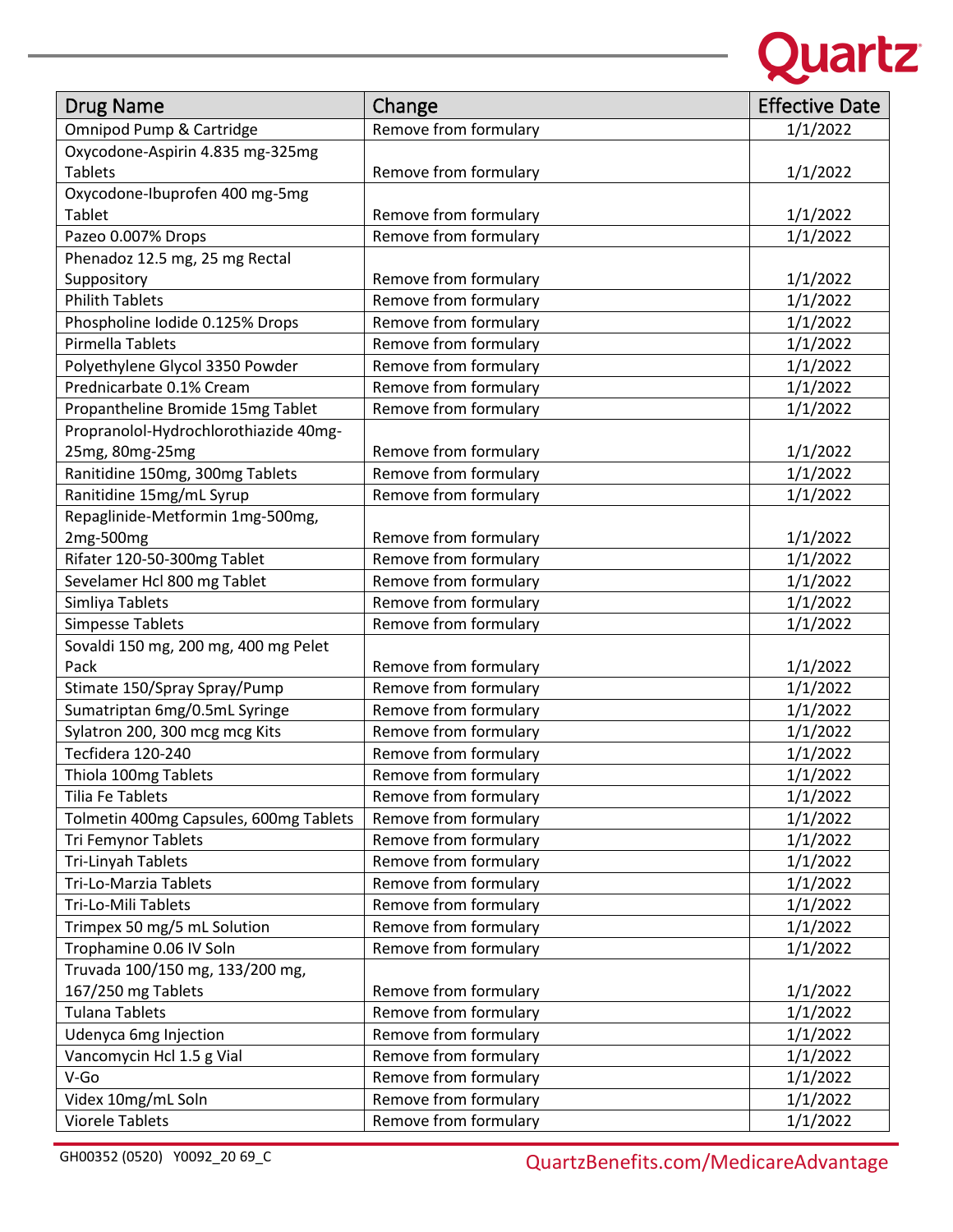| Drug Name | Change | Effective Date |
|---|---|---|
| Omnipod Pump & Cartridge | Remove from formulary | 1/1/2022 |
| Oxycodone-Aspirin 4.835 mg-325mg Tablets | Remove from formulary | 1/1/2022 |
| Oxycodone-Ibuprofen 400 mg-5mg Tablet | Remove from formulary | 1/1/2022 |
| Pazeo 0.007% Drops | Remove from formulary | 1/1/2022 |
| Phenadoz 12.5 mg, 25 mg Rectal Suppository | Remove from formulary | 1/1/2022 |
| Philith Tablets | Remove from formulary | 1/1/2022 |
| Phospholine Iodide 0.125% Drops | Remove from formulary | 1/1/2022 |
| Pirmella Tablets | Remove from formulary | 1/1/2022 |
| Polyethylene Glycol 3350 Powder | Remove from formulary | 1/1/2022 |
| Prednicarbate 0.1% Cream | Remove from formulary | 1/1/2022 |
| Propantheline Bromide 15mg Tablet | Remove from formulary | 1/1/2022 |
| Propranolol-Hydrochlorothiazide 40mg-25mg, 80mg-25mg | Remove from formulary | 1/1/2022 |
| Ranitidine 150mg, 300mg Tablets | Remove from formulary | 1/1/2022 |
| Ranitidine 15mg/mL Syrup | Remove from formulary | 1/1/2022 |
| Repaglinide-Metformin 1mg-500mg, 2mg-500mg | Remove from formulary | 1/1/2022 |
| Rifater 120-50-300mg Tablet | Remove from formulary | 1/1/2022 |
| Sevelamer Hcl 800 mg Tablet | Remove from formulary | 1/1/2022 |
| Simliya Tablets | Remove from formulary | 1/1/2022 |
| Simpesse Tablets | Remove from formulary | 1/1/2022 |
| Sovaldi 150 mg, 200 mg, 400 mg Pelet Pack | Remove from formulary | 1/1/2022 |
| Stimate 150/Spray Spray/Pump | Remove from formulary | 1/1/2022 |
| Sumatriptan 6mg/0.5mL Syringe | Remove from formulary | 1/1/2022 |
| Sylatron 200, 300 mcg mcg Kits | Remove from formulary | 1/1/2022 |
| Tecfidera 120-240 | Remove from formulary | 1/1/2022 |
| Thiola 100mg Tablets | Remove from formulary | 1/1/2022 |
| Tilia Fe Tablets | Remove from formulary | 1/1/2022 |
| Tolmetin 400mg Capsules, 600mg Tablets | Remove from formulary | 1/1/2022 |
| Tri Femynor Tablets | Remove from formulary | 1/1/2022 |
| Tri-Linyah Tablets | Remove from formulary | 1/1/2022 |
| Tri-Lo-Marzia Tablets | Remove from formulary | 1/1/2022 |
| Tri-Lo-Mili Tablets | Remove from formulary | 1/1/2022 |
| Trimpex 50 mg/5 mL Solution | Remove from formulary | 1/1/2022 |
| Trophamine 0.06 IV Soln | Remove from formulary | 1/1/2022 |
| Truvada 100/150 mg, 133/200 mg, 167/250 mg Tablets | Remove from formulary | 1/1/2022 |
| Tulana Tablets | Remove from formulary | 1/1/2022 |
| Udenyca 6mg Injection | Remove from formulary | 1/1/2022 |
| Vancomycin Hcl 1.5 g Vial | Remove from formulary | 1/1/2022 |
| V-Go | Remove from formulary | 1/1/2022 |
| Videx 10mg/mL Soln | Remove from formulary | 1/1/2022 |
| Viorele Tablets | Remove from formulary | 1/1/2022 |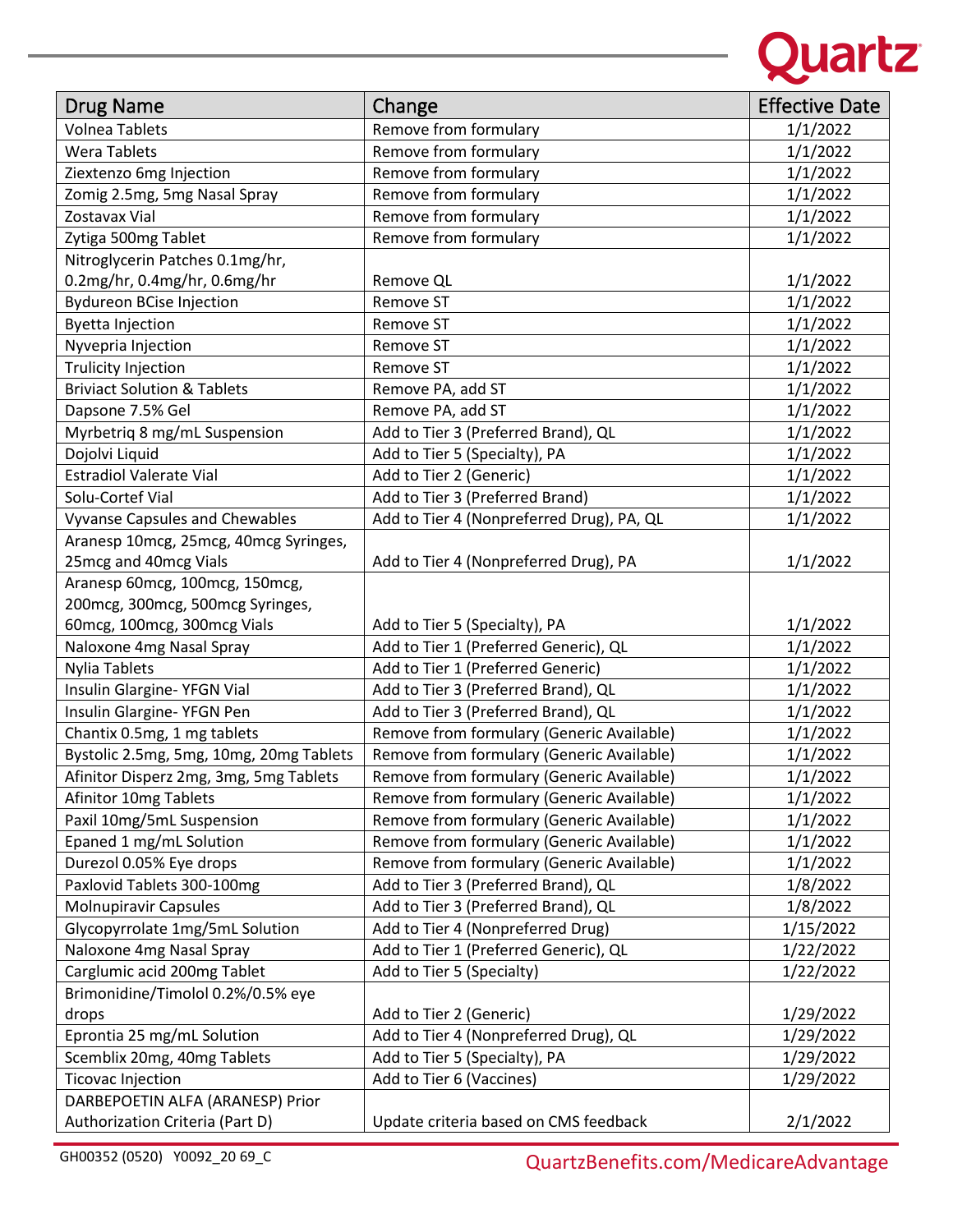| Drug Name | Change | Effective Date |
| --- | --- | --- |
| Volnea Tablets | Remove from formulary | 1/1/2022 |
| Wera Tablets | Remove from formulary | 1/1/2022 |
| Ziextenzo 6mg Injection | Remove from formulary | 1/1/2022 |
| Zomig 2.5mg, 5mg Nasal Spray | Remove from formulary | 1/1/2022 |
| Zostavax Vial | Remove from formulary | 1/1/2022 |
| Zytiga 500mg Tablet | Remove from formulary | 1/1/2022 |
| Nitroglycerin Patches 0.1mg/hr, 0.2mg/hr, 0.4mg/hr, 0.6mg/hr | Remove QL | 1/1/2022 |
| Bydureon BCise Injection | Remove ST | 1/1/2022 |
| Byetta Injection | Remove ST | 1/1/2022 |
| Nyvepria Injection | Remove ST | 1/1/2022 |
| Trulicity Injection | Remove ST | 1/1/2022 |
| Briviact Solution & Tablets | Remove PA, add ST | 1/1/2022 |
| Dapsone 7.5% Gel | Remove PA, add ST | 1/1/2022 |
| Myrbetriq 8 mg/mL Suspension | Add to Tier 3 (Preferred Brand), QL | 1/1/2022 |
| Dojolvi Liquid | Add to Tier 5 (Specialty), PA | 1/1/2022 |
| Estradiol Valerate Vial | Add to Tier 2 (Generic) | 1/1/2022 |
| Solu-Cortef Vial | Add to Tier 3 (Preferred Brand) | 1/1/2022 |
| Vyvanse Capsules and Chewables | Add to Tier 4 (Nonpreferred Drug), PA, QL | 1/1/2022 |
| Aranesp 10mcg, 25mcg, 40mcg Syringes, 25mcg and 40mcg Vials | Add to Tier 4 (Nonpreferred Drug), PA | 1/1/2022 |
| Aranesp 60mcg, 100mcg, 150mcg, 200mcg, 300mcg, 500mcg Syringes, 60mcg, 100mcg, 300mcg Vials | Add to Tier 5 (Specialty), PA | 1/1/2022 |
| Naloxone 4mg Nasal Spray | Add to Tier 1 (Preferred Generic), QL | 1/1/2022 |
| Nylia Tablets | Add to Tier 1 (Preferred Generic) | 1/1/2022 |
| Insulin Glargine- YFGN Vial | Add to Tier 3 (Preferred Brand), QL | 1/1/2022 |
| Insulin Glargine- YFGN Pen | Add to Tier 3 (Preferred Brand), QL | 1/1/2022 |
| Chantix 0.5mg, 1 mg tablets | Remove from formulary (Generic Available) | 1/1/2022 |
| Bystolic 2.5mg, 5mg, 10mg, 20mg Tablets | Remove from formulary (Generic Available) | 1/1/2022 |
| Afinitor Disperz 2mg, 3mg, 5mg Tablets | Remove from formulary (Generic Available) | 1/1/2022 |
| Afinitor 10mg Tablets | Remove from formulary (Generic Available) | 1/1/2022 |
| Paxil 10mg/5mL Suspension | Remove from formulary (Generic Available) | 1/1/2022 |
| Epaned 1 mg/mL Solution | Remove from formulary (Generic Available) | 1/1/2022 |
| Durezol 0.05% Eye drops | Remove from formulary (Generic Available) | 1/1/2022 |
| Paxlovid Tablets 300-100mg | Add to Tier 3 (Preferred Brand), QL | 1/8/2022 |
| Molnupiravir Capsules | Add to Tier 3 (Preferred Brand), QL | 1/8/2022 |
| Glycopyrrolate 1mg/5mL Solution | Add to Tier 4 (Nonpreferred Drug) | 1/15/2022 |
| Naloxone 4mg Nasal Spray | Add to Tier 1 (Preferred Generic), QL | 1/22/2022 |
| Carglumic acid 200mg Tablet | Add to Tier 5 (Specialty) | 1/22/2022 |
| Brimonidine/Timolol 0.2%/0.5% eye drops | Add to Tier 2 (Generic) | 1/29/2022 |
| Epronti a 25 mg/mL Solution | Add to Tier 4 (Nonpreferred Drug), QL | 1/29/2022 |
| Scemblix 20mg, 40mg Tablets | Add to Tier 5 (Specialty), PA | 1/29/2022 |
| Ticovac Injection | Add to Tier 6 (Vaccines) | 1/29/2022 |
| DARBEPOETIN ALFA (ARANESP) Prior Authorization Criteria (Part D) | Update criteria based on CMS feedback | 2/1/2022 |

GH00352 (0520) Y0092_20 69_C

QuartzBenefits.com/MedicareAdvantage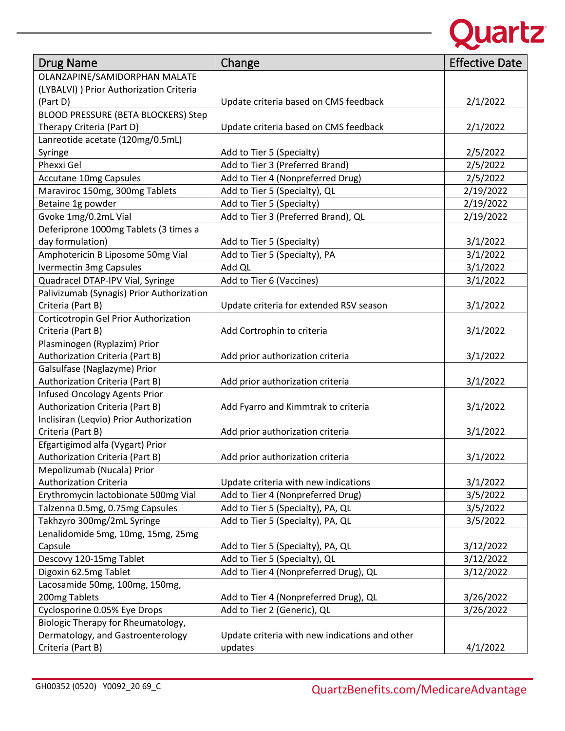| Drug Name | Change | Effective Date |
|---|---|---|
| OLANZAPINE/SAMIDORPHAN MALATE (LYBALVI) ) Prior Authorization Criteria (Part D) | Update criteria based on CMS feedback | 2/1/2022 |
| BLOOD PRESSURE (BETA BLOCKERS) Step Therapy Criteria (Part D) | Update criteria based on CMS feedback | 2/1/2022 |
| Lanreotide acetate (120mg/0.5mL) Syringe | Add to Tier 5 (Specialty) | 2/5/2022 |
| Phexxi Gel | Add to Tier 3 (Preferred Brand) | 2/5/2022 |
| Accutane 10mg Capsules | Add to Tier 4 (Nonpreferred Drug) | 2/5/2022 |
| Maraviroc 150mg, 300mg Tablets | Add to Tier 5 (Specialty), QL | 2/19/2022 |
| Betaine 1g powder | Add to Tier 5 (Specialty) | 2/19/2022 |
| Gvoke 1mg/0.2mL Vial | Add to Tier 3 (Preferred Brand), QL | 2/19/2022 |
| Deferiprone 1000mg Tablets (3 times a day formulation) | Add to Tier 5 (Specialty) | 3/1/2022 |
| Amphotericin B Liposome 50mg Vial | Add to Tier 5 (Specialty), PA | 3/1/2022 |
| Ivermectin 3mg Capsules | Add QL | 3/1/2022 |
| Quadracel DTAP-IPV Vial, Syringe | Add to Tier 6 (Vaccines) | 3/1/2022 |
| Palivizumab (Synagis) Prior Authorization Criteria (Part B) | Update criteria for extended RSV season | 3/1/2022 |
| Corticotropin Gel Prior Authorization Criteria (Part B) | Add Cortrophin to criteria | 3/1/2022 |
| Plasminogen (Ryplazim) Prior Authorization Criteria (Part B) | Add prior authorization criteria | 3/1/2022 |
| Galsulfase (Naglazyme) Prior Authorization Criteria (Part B) | Add prior authorization criteria | 3/1/2022 |
| Infused Oncology Agents Prior Authorization Criteria (Part B) | Add Fyarro and Kimmtrak to criteria | 3/1/2022 |
| Inclisiran (Leqvio) Prior Authorization Criteria (Part B) | Add prior authorization criteria | 3/1/2022 |
| Efgartigimod alfa (Vygart) Prior Authorization Criteria (Part B) | Add prior authorization criteria | 3/1/2022 |
| Mepolizumab (Nucala) Prior Authorization Criteria | Update criteria with new indications | 3/1/2022 |
| Erythromycin lactobionate 500mg Vial | Add to Tier 4 (Nonpreferred Drug) | 3/5/2022 |
| Talzenna 0.5mg, 0.75mg Capsules | Add to Tier 5 (Specialty), PA, QL | 3/5/2022 |
| Takhzyro 300mg/2mL Syringe | Add to Tier 5 (Specialty), PA, QL | 3/5/2022 |
| Lenalidomide 5mg, 10mg, 15mg, 25mg Capsule | Add to Tier 5 (Specialty), PA, QL | 3/12/2022 |
| Descovy 120-15mg Tablet | Add to Tier 5 (Specialty), QL | 3/12/2022 |
| Digoxin 62.5mg Tablet | Add to Tier 4 (Nonpreferred Drug), QL | 3/12/2022 |
| Lacosamide 50mg, 100mg, 150mg, 200mg Tablets | Add to Tier 4 (Nonpreferred Drug), QL | 3/26/2022 |
| Cyclosporine 0.05% Eye Drops | Add to Tier 2 (Generic), QL | 3/26/2022 |
| Biologic Therapy for Rheumatology, Dermatology, and Gastroenterology Criteria (Part B) | Update criteria with new indications and other updates | 4/1/2022 |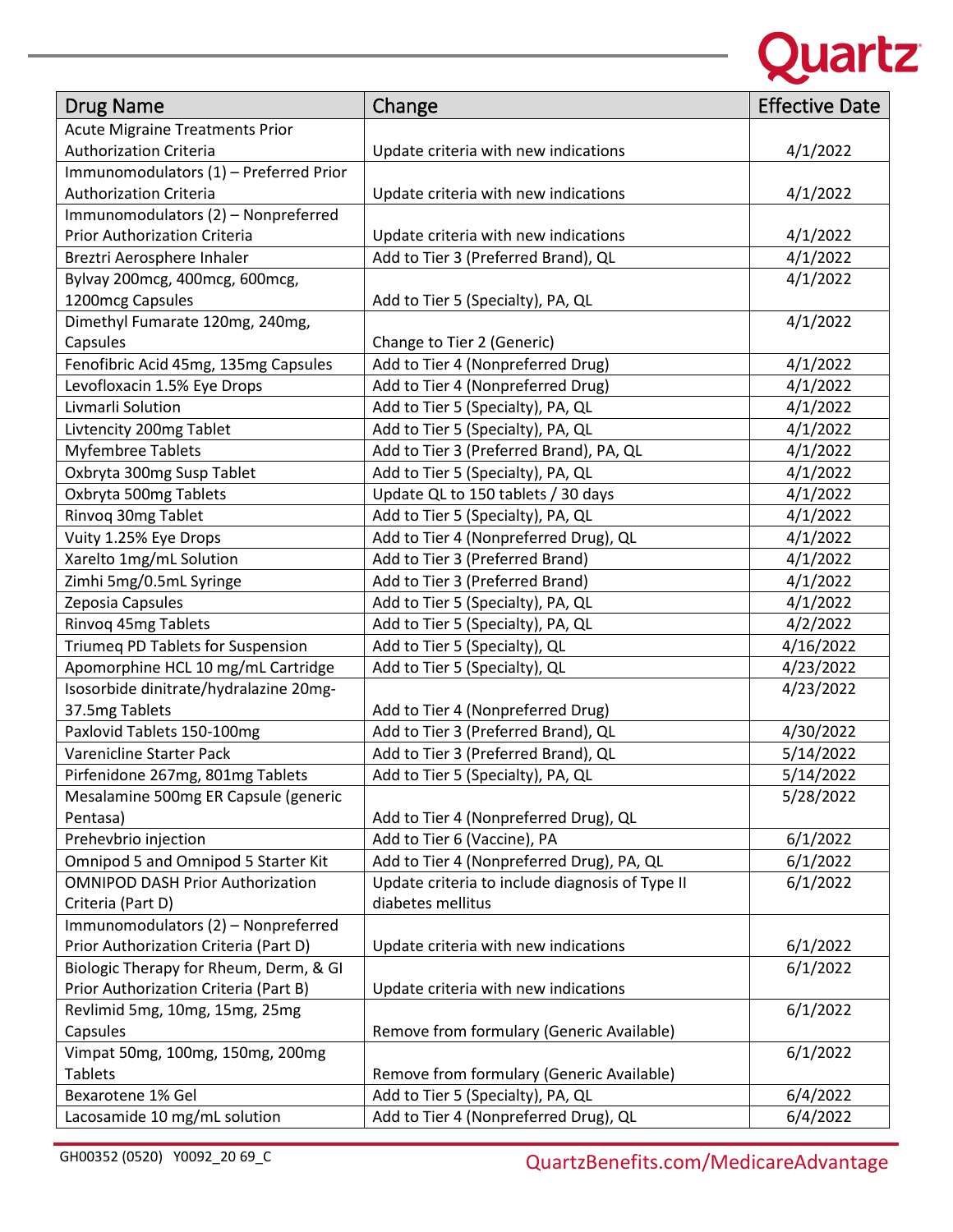| Drug Name | Change | Effective Date |
|---|---|---|
| Acute Migraine Treatments Prior Authorization Criteria | Update criteria with new indications | 4/1/2022 |
| Immunomodulators (1) – Preferred Prior Authorization Criteria | Update criteria with new indications | 4/1/2022 |
| Immunomodulators (2) – Nonpreferred Prior Authorization Criteria | Update criteria with new indications | 4/1/2022 |
| Breztri Aerosphere Inhaler | Add to Tier 3 (Preferred Brand), QL | 4/1/2022 |
| Bylvay 200mcg, 400mcg, 600mcg, 1200mcg Capsules | Add to Tier 5 (Specialty), PA, QL | 4/1/2022 |
| Dimethyl Fumarate 120mg, 240mg, Capsules | Change to Tier 2 (Generic) | 4/1/2022 |
| Fenofibric Acid 45mg, 135mg Capsules | Add to Tier 4 (Nonpreferred Drug) | 4/1/2022 |
| Levofloxacin 1.5% Eye Drops | Add to Tier 4 (Nonpreferred Drug) | 4/1/2022 |
| Livmarli Solution | Add to Tier 5 (Specialty), PA, QL | 4/1/2022 |
| Livtencity 200mg Tablet | Add to Tier 5 (Specialty), PA, QL | 4/1/2022 |
| Myfembree Tablets | Add to Tier 3 (Preferred Brand), PA, QL | 4/1/2022 |
| Oxbryta 300mg Susp Tablet | Add to Tier 5 (Specialty), PA, QL | 4/1/2022 |
| Oxbryta 500mg Tablets | Update QL to 150 tablets / 30 days | 4/1/2022 |
| Rinvoq 30mg Tablet | Add to Tier 5 (Specialty), PA, QL | 4/1/2022 |
| Vuity 1.25% Eye Drops | Add to Tier 4 (Nonpreferred Drug), QL | 4/1/2022 |
| Xarelto 1mg/mL Solution | Add to Tier 3 (Preferred Brand) | 4/1/2022 |
| Zimhi 5mg/0.5mL Syringe | Add to Tier 3 (Preferred Brand) | 4/1/2022 |
| Zeposia Capsules | Add to Tier 5 (Specialty), PA, QL | 4/1/2022 |
| Rinvoq 45mg Tablets | Add to Tier 5 (Specialty), PA, QL | 4/2/2022 |
| Triumeq PD Tablets for Suspension | Add to Tier 5 (Specialty), QL | 4/16/2022 |
| Apomorphine HCL 10 mg/mL Cartridge | Add to Tier 5 (Specialty), QL | 4/23/2022 |
| Isosorbide dinitrate/hydralazine 20mg-37.5mg Tablets | Add to Tier 4 (Nonpreferred Drug) | 4/23/2022 |
| Paxlovid Tablets 150-100mg | Add to Tier 3 (Preferred Brand), QL | 4/30/2022 |
| Varenicline Starter Pack | Add to Tier 3 (Preferred Brand), QL | 5/14/2022 |
| Pirfenidone 267mg, 801mg Tablets | Add to Tier 5 (Specialty), PA, QL | 5/14/2022 |
| Mesalamine 500mg ER Capsule (generic Pentasa) | Add to Tier 4 (Nonpreferred Drug), QL | 5/28/2022 |
| Prehevbrio injection | Add to Tier 6 (Vaccine), PA | 6/1/2022 |
| Omnipod 5 and Omnipod 5 Starter Kit | Add to Tier 4 (Nonpreferred Drug), PA, QL | 6/1/2022 |
| OMNIPOD DASH Prior Authorization Criteria (Part D) | Update criteria to include diagnosis of Type II diabetes mellitus | 6/1/2022 |
| Immunomodulators (2) – Nonpreferred Prior Authorization Criteria (Part D) | Update criteria with new indications | 6/1/2022 |
| Biologic Therapy for Rheum, Derm, & GI Prior Authorization Criteria (Part B) | Update criteria with new indications | 6/1/2022 |
| Revlimid 5mg, 10mg, 15mg, 25mg Capsules | Remove from formulary (Generic Available) | 6/1/2022 |
| Vimpat 50mg, 100mg, 150mg, 200mg Tablets | Remove from formulary (Generic Available) | 6/1/2022 |
| Bexarotene 1% Gel | Add to Tier 5 (Specialty), PA, QL | 6/4/2022 |
| Lacosamide 10 mg/mL solution | Add to Tier 4 (Nonpreferred Drug), QL | 6/4/2022 |

GH00352 (0520) Y0092_20 69_C

QuartzBenefits.com/MedicareAdvantage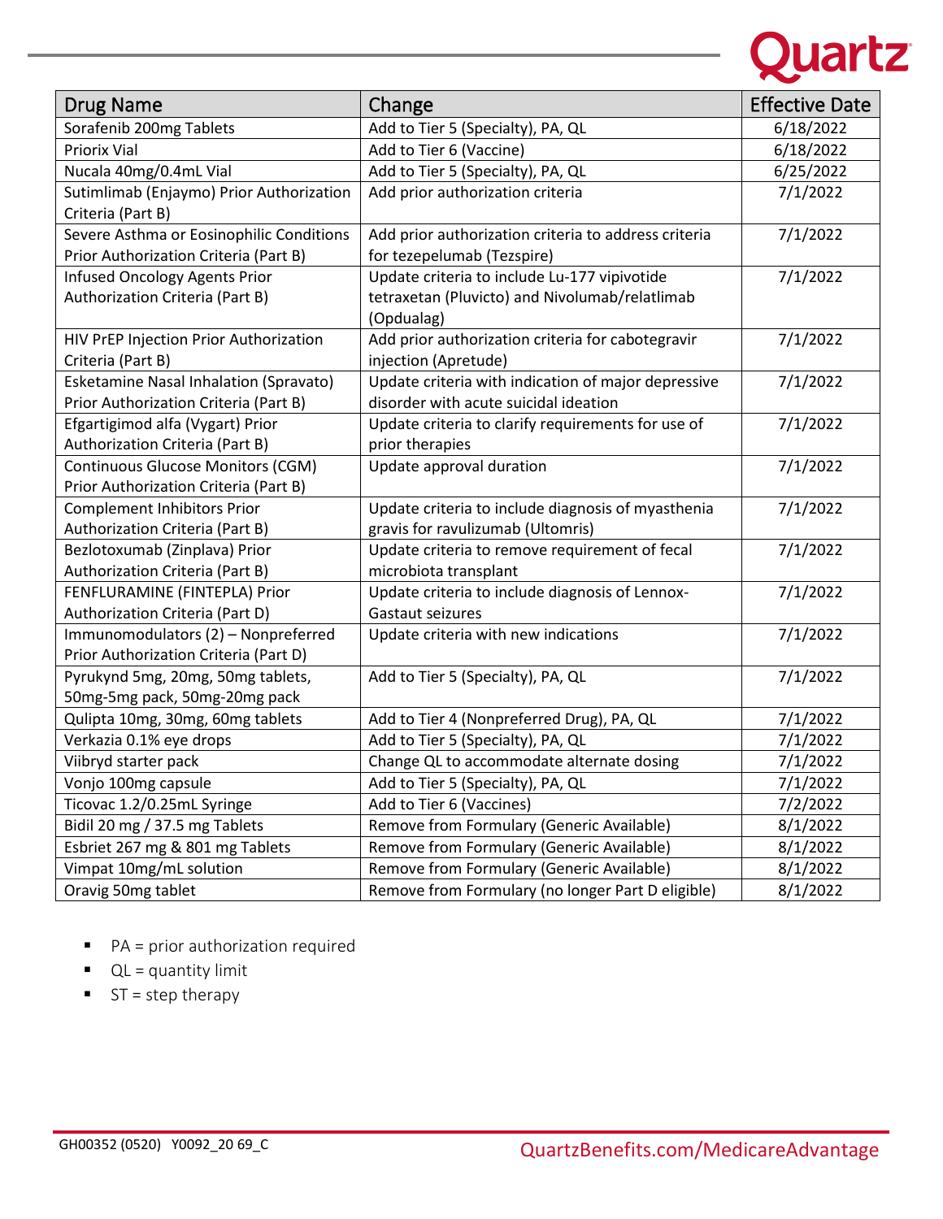| Drug Name | Change | Effective Date |
|---|---|---|
| Sorafenib 200mg Tablets | Add to Tier 5 (Specialty), PA, QL | 6/18/2022 |
| Priorix Vial | Add to Tier 6 (Vaccine) | 6/18/2022 |
| Nucala 40mg/0.4mL Vial | Add to Tier 5 (Specialty), PA, QL | 6/25/2022 |
| Sutimlimab (Enjaymo) Prior Authorization Criteria (Part B) | Add prior authorization criteria | 7/1/2022 |
| Severe Asthma or Eosinophilic Conditions Prior Authorization Criteria (Part B) | Add prior authorization criteria to address criteria for tezepelumab (Tezspire) | 7/1/2022 |
| Infused Oncology Agents Prior Authorization Criteria (Part B) | Update criteria to include Lu-177 vipivotide tetraxetan (Pluvicto) and Nivolumab/relatlimab (Opdualag) | 7/1/2022 |
| HIV PrEP Injection Prior Authorization Criteria (Part B) | Add prior authorization criteria for cabotegravir injection (Apretude) | 7/1/2022 |
| Esketamine Nasal Inhalation (Spravato) Prior Authorization Criteria (Part B) | Update criteria with indication of major depressive disorder with acute suicidal ideation | 7/1/2022 |
| Efgartigimod alfa (Vygart) Prior Authorization Criteria (Part B) | Update criteria to clarify requirements for use of prior therapies | 7/1/2022 |
| Continuous Glucose Monitors (CGM) Prior Authorization Criteria (Part B) | Update approval duration | 7/1/2022 |
| Complement Inhibitors Prior Authorization Criteria (Part B) | Update criteria to include diagnosis of myasthenia gravis for ravulizumab (Ultomris) | 7/1/2022 |
| Bezlotoxumab (Zinplava) Prior Authorization Criteria (Part B) | Update criteria to remove requirement of fecal microbiota transplant | 7/1/2022 |
| FENFLURAMINE (FINTEPLA) Prior Authorization Criteria (Part D) | Update criteria to include diagnosis of Lennox-Gastaut seizures | 7/1/2022 |
| Immunomodulators (2) – Nonpreferred Prior Authorization Criteria (Part D) | Update criteria with new indications | 7/1/2022 |
| Pyrukynd 5mg, 20mg, 50mg tablets, 50mg-5mg pack, 50mg-20mg pack | Add to Tier 5 (Specialty), PA, QL | 7/1/2022 |
| Qulipta 10mg, 30mg, 60mg tablets | Add to Tier 4 (Nonpreferred Drug), PA, QL | 7/1/2022 |
| Verkazia 0.1% eye drops | Add to Tier 5 (Specialty), PA, QL | 7/1/2022 |
| Viibryd starter pack | Change QL to accommodate alternate dosing | 7/1/2022 |
| Vonjo 100mg capsule | Add to Tier 5 (Specialty), PA, QL | 7/1/2022 |
| Ticovac 1.2/0.25mL Syringe | Add to Tier 6 (Vaccines) | 7/2/2022 |
| Bidil 20 mg / 37.5 mg Tablets | Remove from Formulary (Generic Available) | 8/1/2022 |
| Esbriet 267 mg & 801 mg Tablets | Remove from Formulary (Generic Available) | 8/1/2022 |
| Vimpat 10mg/mL solution | Remove from Formulary (Generic Available) | 8/1/2022 |
| Oravig 50mg tablet | Remove from Formulary (no longer Part D eligible) | 8/1/2022 |

- PA = prior authorization required
- QL = quantity limit
- ST = step therapy

GH00352 (0520) Y0092_20 69_C

QuartzBenefits.com/MedicareAdvantage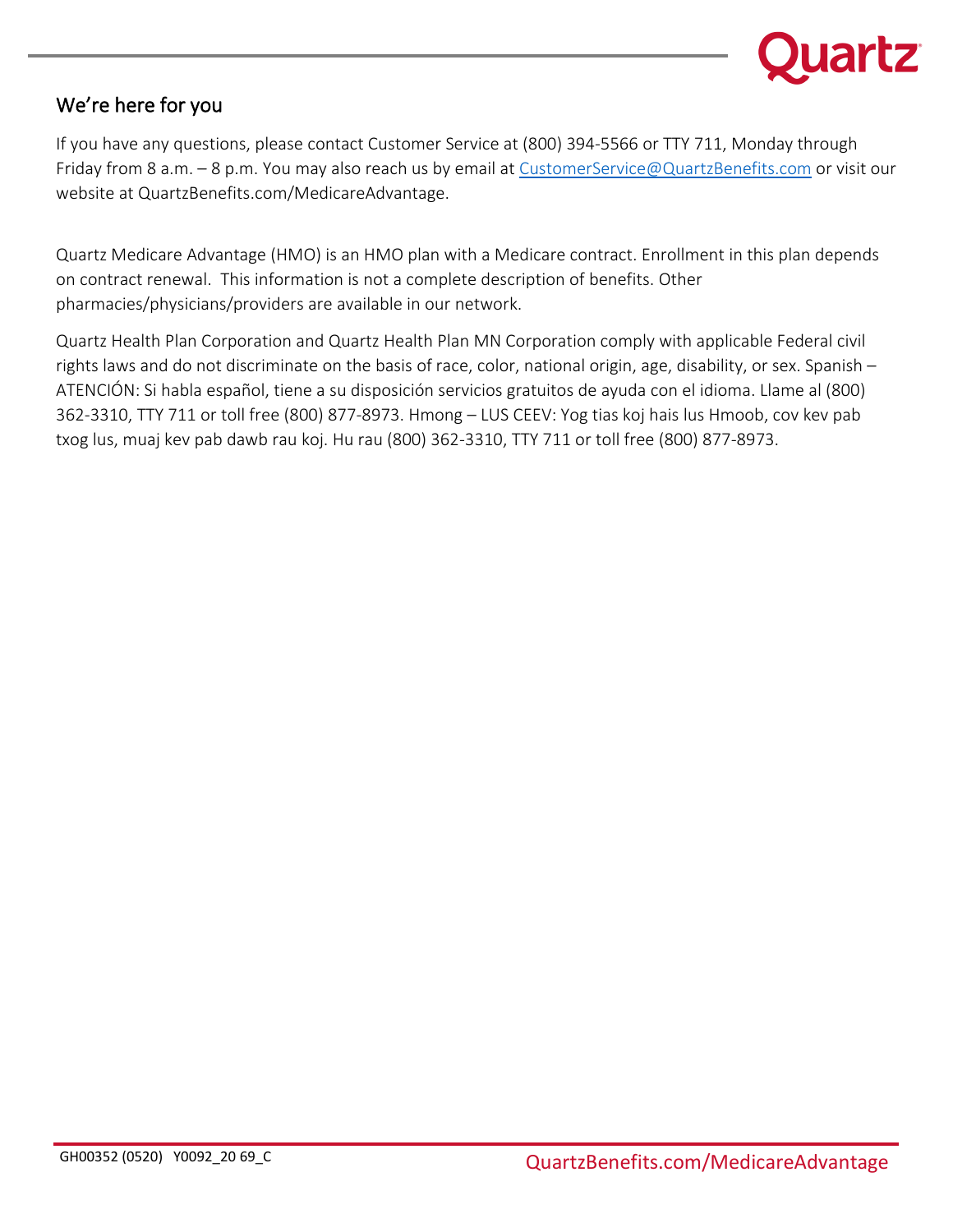## We're here for you

If you have any questions, please contact Customer Service at (800) 394-5566 or TTY 711, Monday through Friday from 8 a.m. – 8 p.m. You may also reach us by email at CustomerService@QuartzBenefits.com or visit our website at QuartzBenefits.com/MedicareAdvantage.

Quartz Medicare Advantage (HMO) is an HMO plan with a Medicare contract. Enrollment in this plan depends on contract renewal. This information is not a complete description of benefits. Other pharmacies/physicians/providers are available in our network.

Quartz Health Plan Corporation and Quartz Health Plan MN Corporation comply with applicable Federal civil rights laws and do not discriminate on the basis of race, color, national origin, age, disability, or sex. Spanish – ATENCIÓN: Si habla español, tiene a su disposición servicios gratuitos de ayuda con el idioma. Llame al (800) 362-3310, TTY 711 or toll free (800) 877-8973. Hmong – LUS CEEV: Yog tias koj hais lus Hmoob, cov kev pab txog lus, muaj kev pab dawb rau koj. Hu rau (800) 362-3310, TTY 711 or toll free (800) 877-8973.

GH00352 (0520) Y0092_20 69_C